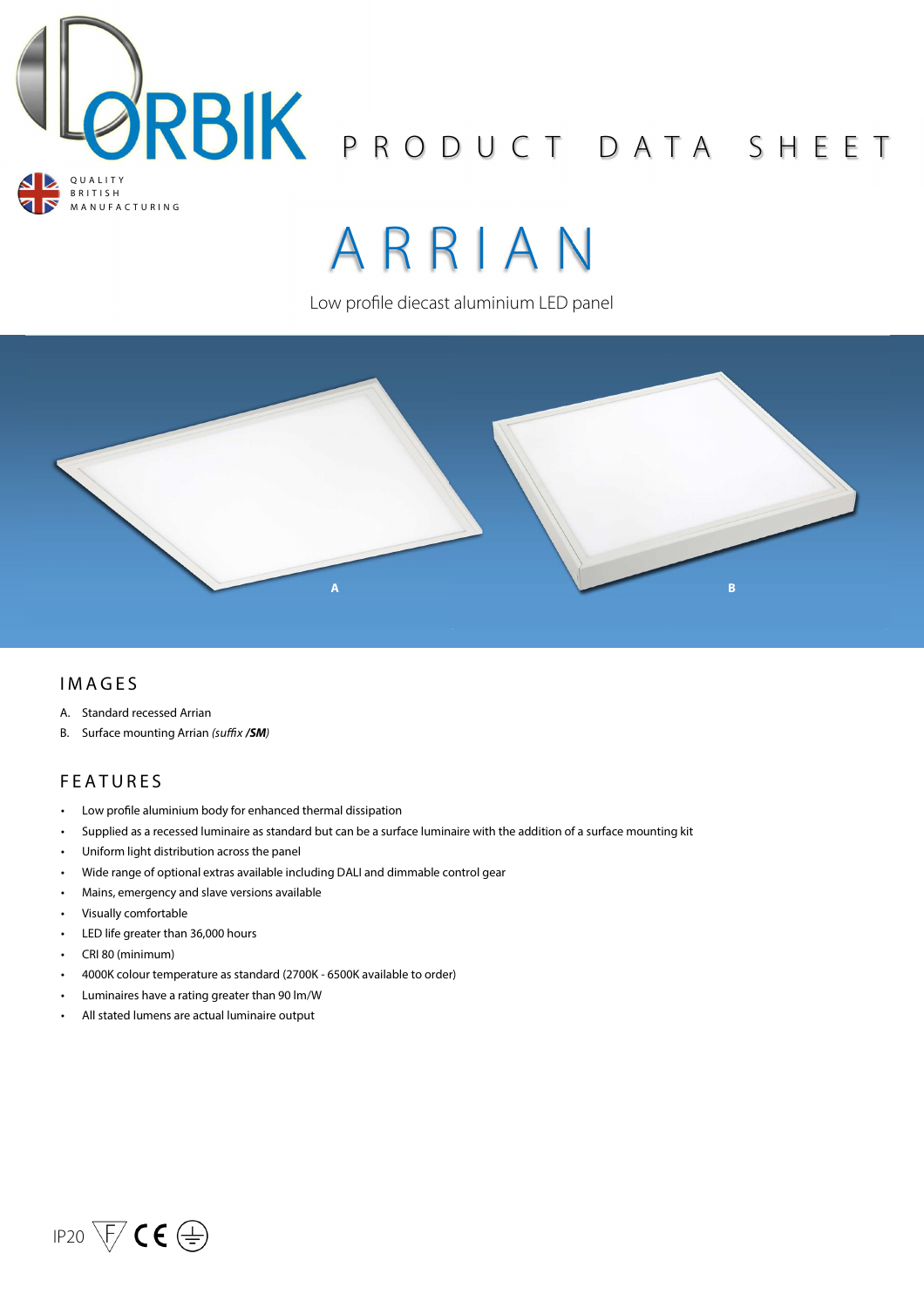DORBIK

QUALITY BRITISH MANUFACTURING

PRODUCT DATA SHEET

# ARRIAN

Low profile diecast aluminium LED panel

A

B

## IMAGES

A. Standard recessed Arrian
B. Surface mounting Arrian *(suffix **/SM**)*

## FEATURES

- Low profile aluminium body for enhanced thermal dissipation
- Supplied as a recessed luminaire as standard but can be a surface luminaire with the addition of a surface mounting kit
- Uniform light distribution across the panel
- Wide range of optional extras available including DALI and dimmable control gear
- Mains, emergency and slave versions available
- Visually comfortable
- LED life greater than 36,000 hours
- CRI 80 (minimum)
- 4000K colour temperature as standard (2700K - 6500K available to order)
- Luminaires have a rating greater than 90 lm/W
- All stated lumens are actual luminaire output

IP20 F CE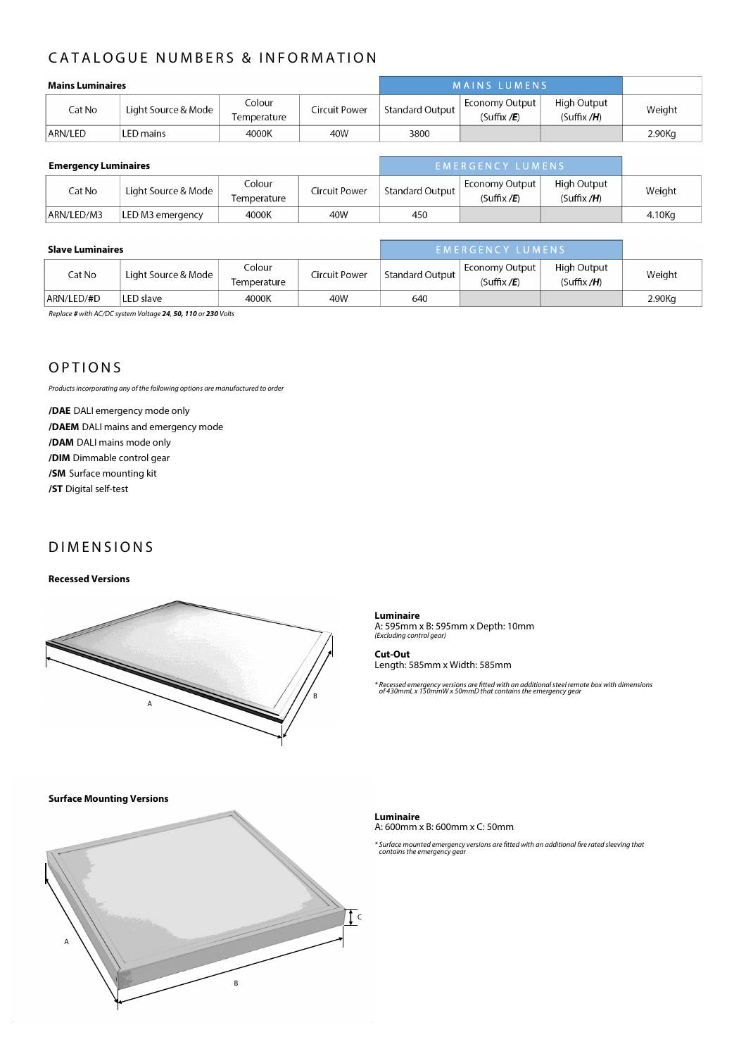## CATALOGUE NUMBERS & INFORMATION

**Mains Luminaires**

| Cat No | Light Source & Mode | Colour Temperature | Circuit Power | MAINS LUMENS | | | Weight |
|---|---|---|---|---|---|---|---|
| | | | | Standard Output | Economy Output (Suffix */E*) | High Output (Suffix */H*) | |
| ARN/LED | LED mains | 4000K | 40W | 3800 | | | 2.90Kg |

**Emergency Luminaires**

| Cat No | Light Source & Mode | Colour Temperature | Circuit Power | EMERGENCY LUMENS | | | Weight |
|---|---|---|---|---|---|---|---|
| | | | | Standard Output | Economy Output (Suffix */E*) | High Output (Suffix */H*) | |
| ARN/LED/M3 | LED M3 emergency | 4000K | 40W | 450 | | | 4.10Kg |

**Slave Luminaires**

| Cat No | Light Source & Mode | Colour Temperature | Circuit Power | EMERGENCY LUMENS | | | Weight |
|---|---|---|---|---|---|---|---|
| | | | | Standard Output | Economy Output (Suffix */E*) | High Output (Suffix */H*) | |
| ARN/LED/#D | LED slave | 4000K | 40W | 640 | | | 2.90Kg |

*Replace **#** with AC/DC system Voltage **24**, **50**, **110** or **230** Volts*

## OPTIONS

*Products incorporating any of the following options are manufactured to order*

**/DAE** DALI emergency mode only
**/DAEM** DALI mains and emergency mode
**/DAM** DALI mains mode only
**/DIM** Dimmable control gear
**/SM** Surface mounting kit
**/ST** Digital self-test

## DIMENSIONS

**Recessed Versions**

**Luminaire**
A: 595mm x B: 595mm x Depth: 10mm
*(Excluding control gear)*

**Cut-Out**
Length: 585mm x Width: 585mm

*\* Recessed emergency versions are fitted with an additional steel remote box with dimensions of 430mmL x 150mmW x 50mmD that contains the emergency gear*

**Surface Mounting Versions**

**Luminaire**
A: 600mm x B: 600mm x C: 50mm

*\* Surface mounted emergency versions are fitted with an additional fire rated sleeving that contains the emergency gear*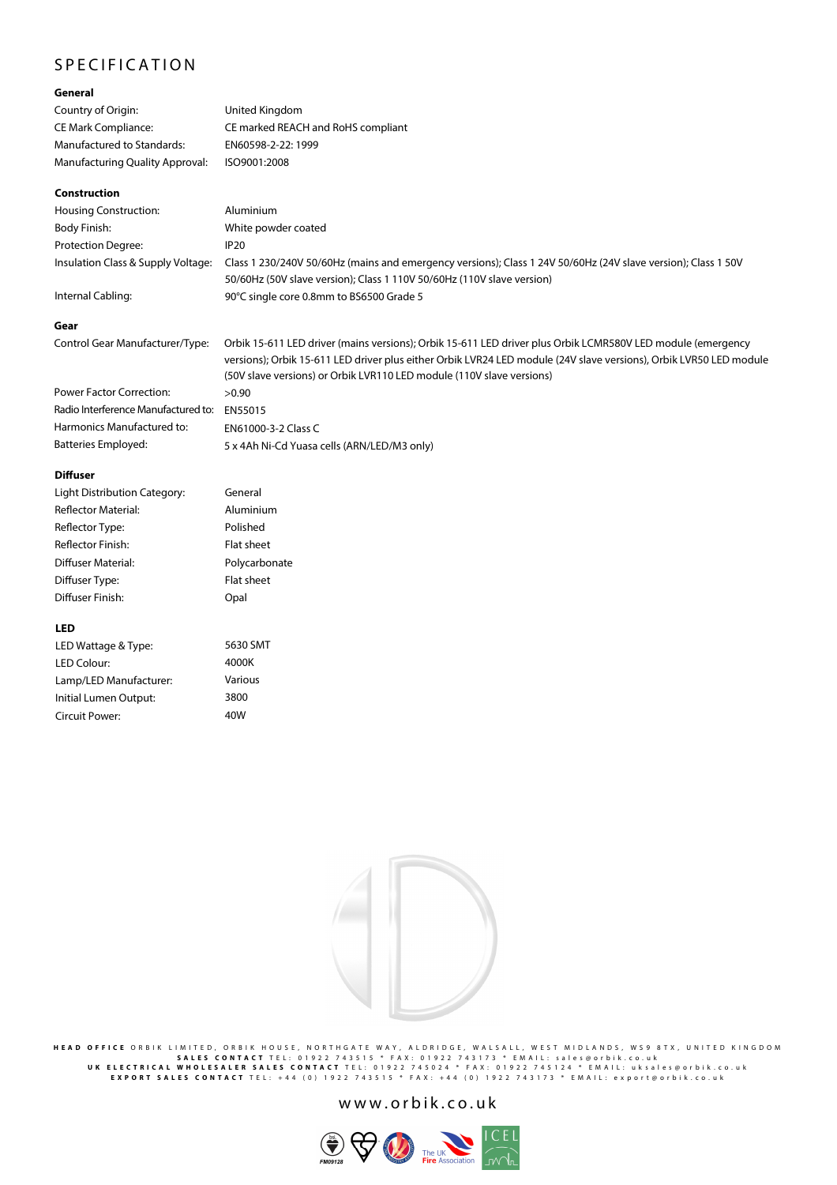# SPECIFICATION

### General

| | |
|---|---|
| Country of Origin: | United Kingdom |
| CE Mark Compliance: | CE marked REACH and RoHS compliant |
| Manufactured to Standards: | EN60598-2-22: 1999 |
| Manufacturing Quality Approval: | ISO9001:2008 |

### Construction

| | |
|---|---|
| Housing Construction: | Aluminium |
| Body Finish: | White powder coated |
| Protection Degree: | IP20 |
| Insulation Class & Supply Voltage: | Class 1 230/240V 50/60Hz (mains and emergency versions); Class 1 24V 50/60Hz (24V slave version); Class 1 50V 50/60Hz (50V slave version); Class 1 110V 50/60Hz (110V slave version) |
| Internal Cabling: | 90°C single core 0.8mm to BS6500 Grade 5 |

### Gear

| | |
|---|---|
| Control Gear Manufacturer/Type: | Orbik 15-611 LED driver (mains versions); Orbik 15-611 LED driver plus Orbik LCMR580V LED module (emergency versions); Orbik 15-611 LED driver plus either Orbik LVR24 LED module (24V slave versions), Orbik LVR50 LED module (50V slave versions) or Orbik LVR110 LED module (110V slave versions) |
| Power Factor Correction: | >0.90 |
| Radio Interference Manufactured to: | EN55015 |
| Harmonics Manufactured to: | EN61000-3-2 Class C |
| Batteries Employed: | 5 x 4Ah Ni-Cd Yuasa cells (ARN/LED/M3 only) |

### Diffuser

| | |
|---|---|
| Light Distribution Category: | General |
| Reflector Material: | Aluminium |
| Reflector Type: | Polished |
| Reflector Finish: | Flat sheet |
| Diffuser Material: | Polycarbonate |
| Diffuser Type: | Flat sheet |
| Diffuser Finish: | Opal |

### LED

| | |
|---|---|
| LED Wattage & Type: | 5630 SMT |
| LED Colour: | 4000K |
| Lamp/LED Manufacturer: | Various |
| Initial Lumen Output: | 3800 |
| Circuit Power: | 40W |

**HEAD OFFICE** ORBIK LIMITED, ORBIK HOUSE, NORTHGATE WAY, ALDRIDGE, WALSALL, WEST MIDLANDS, WS9 8TX, UNITED KINGDOM
**SALES CONTACT** TEL: 01922 743515 * FAX: 01922 743173 * EMAIL: sales@orbik.co.uk
**UK ELECTRICAL WHOLESALER SALES CONTACT** TEL: 01922 745024 * FAX: 01922 745124 * EMAIL: uksales@orbik.co.uk
**EXPORT SALES CONTACT** TEL: +44 (0) 1922 743515 * FAX: +44 (0) 1922 743173 * EMAIL: export@orbik.co.uk

www.orbik.co.uk

FM09128 The UK Fire Association ICEL